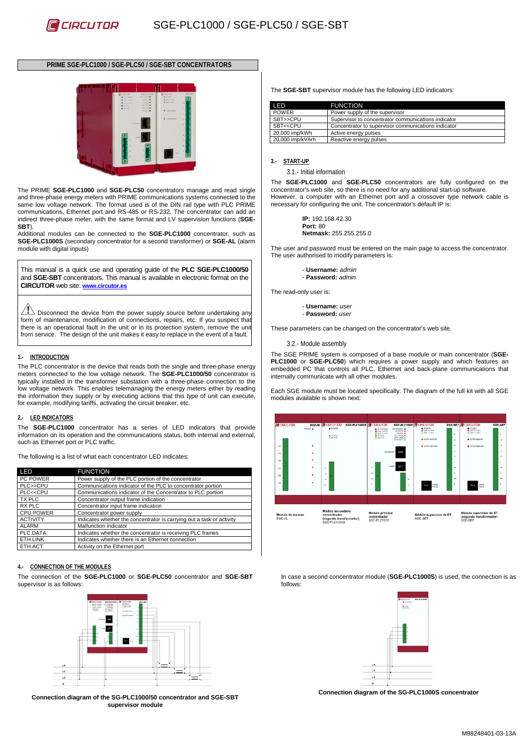# PRIME SGE-PLC1000 / SGE-PLC50 / SGE-SBT CONCENTRATORS

The PRIME **SGE-PLC1000** and **SGE-PLC50** concentrators manage and read single and three-phase energy meters with PRIME communications systems connected to the same low voltage network. The format used is of the DIN rail type with PLC PRIME communications, Ethernet port and RS-485 or RS-232. The concentrator can add an indirect three-phase meter, with the same format and LV supervision functions (**SGE-SBT**).
Additional modules can be connected to the **SGE-PLC1000** concentrator, such as **SGE-PLC1000S** (secondary concentrator for a second transformer) or **SGE-AL** (alarm module with digital inputs)

This manual is a quick use and operating guide of the **PLC SGE-PLC1000/50** and **SGE-SBT** concentrators. This manual is available in electronic format on the **CIRCUTOR** web site: **www.circutor.es**

⚠ Disconnect the device from the power supply source before undertaking any form of maintenance, modification of connections, repairs, etc. If you suspect that there is an operational fault in the unit or in its protection system, remove the unit from service. The design of the unit makes it easy to replace in the event of a fault.

## 1.- INTRODUCTION

The PLC concentrator is the device that reads both the single and three-phase energy meters connected to the low voltage network. The **SGE-PLC1000/50** concentrator is typically installed in the transformer substation with a three-phase connection to the low voltage network. This enables telemanaging the energy meters either by reading the information they supply or by executing actions that this type of unit can execute, for example, modifying tariffs, activating the circuit breaker, etc.

## 2.- LED INDICATORS

The **SGE-PLC1000** concentrator has a series of LED indicators that provide information on its operation and the communications status, both internal and external, such as Ethernet port or PLC traffic.

The following is a list of what each concentrator LED indicates:

| LED | FUNCTION |
|---|---|
| PC POWER | Power supply of the PLC portion of the concentrator |
| PLC>>CPU | Communications indicator of the PLC to concentrator portion |
| PLC<<CPU | Communications indicator of the Concentrator to PLC portion |
| TX PLC | Concentrator output frame indication |
| RX PLC | Concentrator input frame indication |
| CPU POWER | Concentrator power supply |
| ACTIVITY | Indicates whether the concentrator is carrying out a task or activity |
| ALARM | Malfunction indicator |
| PLC.DATA | Indicates whether the concentrator is receiving PLC frames |
| ETH.LINK | Indicates whether there is an Ethernet connection |
| ETH.ACT | Activity on the Ethernet port |

The **SGE-SBT** supervisor module has the following LED indicators:

| LED | FUNCTION |
|---|---|
| POWER | Power supply of the supervisor |
| SBT>>CPU | Supervisor to concentrator communications indicator |
| SBT<<CPU | Concentrator to supervisor communications indicator |
| 20,000 imp/kWh | Active energy pulses |
| 20,000 imp/kVArh | Reactive energy pulses |

## 3.- START-UP

### 3.1.- Initial information

The **SGE-PLC1000** and **SGE-PLC50** concentrators are fully configured on the concentrator's web site, so there is no need for any additional start-up software. However, a computer with an Ethernet port and a crossover type network cable is necessary for configuring the unit. The concentrator's default IP is:

**IP:** 192.168.42.30
**Port:** 80
**Netmask:** 255.255.255.0

The user and password must be entered on the main page to access the concentrator. The user authorised to modify parameters is:

- **Username:** *admin*
- **Password:** *admin.*

The read-only user is:

- **Username:** *user*
- **Password:** *user*

These parameters can be changed on the concentrator's web site.

### 3.2.- Module assembly

The SGE PRIME system is composed of a base module or main concentrator (**SGE-PLC1000** or **SGE-PLC50**) which requires a power supply and which features an embedded PC that controls all PLC, Ethernet and back-plane communications that internally communicate with all other modules.

Each SGE module must be located specifically. The diagram of the full kit with all SGE modules available is shown next:

Módulo de alarmas SGE-AL — Módulo secundario concentrador (segundo transformador) SGE-PLC1000S — Módulo principal concentrador SGE-PLC1000 — Módulo supervisor de BT SGE-SBT — Módulo supervisor de BT (segundo transformador) SGE-SBT

## 4.- CONNECTION OF THE MODULES

The connection of the **SGE-PLC1000** or **SGE-PLC50** concentrator and **SGE-SBT** supervisor is as follows:

**Connection diagram of the SG-PLC1000/50 concentrator and SGE-SBT supervisor module**

In case a second concentrator module (**SGE-PLC1000S**) is used, the connection is as follows:

**Connection diagram of the SG-PLC1000S concentrator**

M98248401-03-13A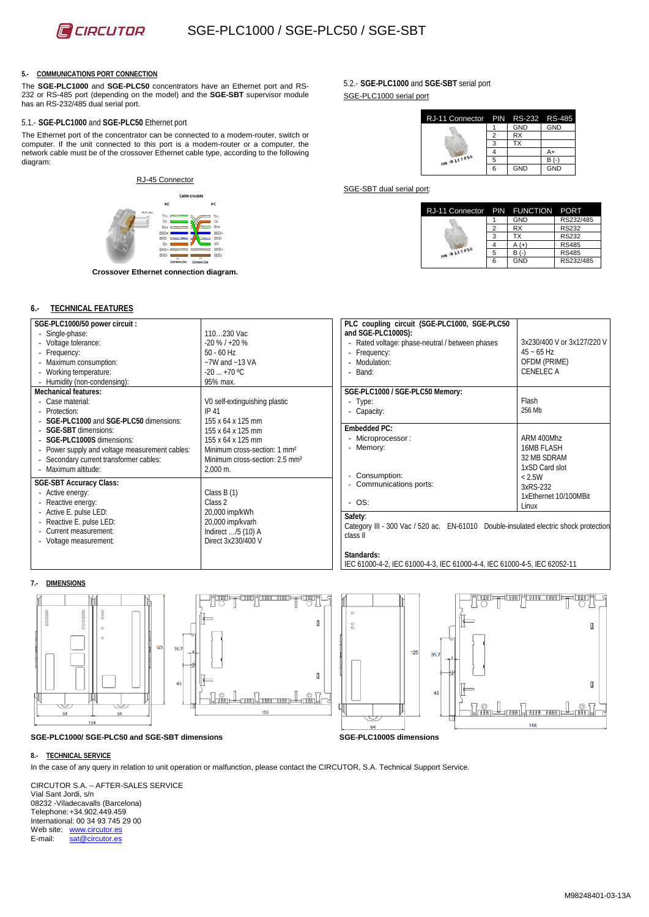## 5.- COMMUNICATIONS PORT CONNECTION

The **SGE-PLC1000** and **SGE-PLC50** concentrators have an Ethernet port and RS-232 or RS-485 port (depending on the model) and the **SGE-SBT** supervisor module has an RS-232/485 dual serial port.

### 5.1.- SGE-PLC1000 and SGE-PLC50 Ethernet port

The Ethernet port of the concentrator can be connected to a modem-router, switch or computer. If the unit connected to this port is a modem-router or a computer, the network cable must be of the crossover Ethernet cable type, according to the following diagram:

RJ-45 Connector

Cable cruzado

PC PC

TX+ TX- RX+ BDD+ BDD- RX- BDD+ BDD-

Extremo Uno Extremo Dos

**Crossover Ethernet connection diagram.**

### 5.2.- SGE-PLC1000 and SGE-SBT serial port

SGE-PLC1000 serial port

| RJ-11 Connector | PIN | RS-232 | RS-485 |
|---|---|---|---|
| | 1 | GND | GND |
| | 2 | RX | |
| | 3 | TX | |
| | 4 | | A+ |
| | 5 | | B (-) |
| | 6 | GND | GND |

SGE-SBT dual serial port:

| RJ-11 Connector | PIN | FUNCTION | PORT |
|---|---|---|---|
| | 1 | GND | RS232/485 |
| | 2 | RX | RS232 |
| | 3 | TX | RS232 |
| | 4 | A (+) | RS485 |
| | 5 | B (-) | RS485 |
| | 6 | GND | RS232/485 |

## 6.- TECHNICAL FEATURES

| | |
|---|---|
| **SGE-PLC1000/50 power circuit :** | |
| - Single-phase: | 110…230 Vac |
| - Voltage tolerance: | -20 % / +20 % |
| - Frequency: | 50 - 60 Hz |
| - Maximum consumption: | ~7W and ~13 VA |
| - Working temperature: | -20 ... +70 ºC |
| - Humidity (non-condensing): | 95% max. |
| **Mechanical features:** | |
| - Case material: | V0 self-extinguishing plastic |
| - Protection: | IP 41 |
| - **SGE-PLC1000** and **SGE-PLC50** dimensions: | 155 x 64 x 125 mm |
| - **SGE-SBT** dimensions: | 155 x 64 x 125 mm |
| - **SGE-PLC1000S** dimensions: | 155 x 64 x 125 mm |
| - Power supply and voltage measurement cables: | Minimum cross-section: 1 mm² |
| - Secondary current transformer cables: | Minimum cross-section: 2.5 mm² |
| - Maximum altitude: | 2,000 m. |
| **SGE-SBT Accuracy Class:** | |
| - Active energy: | Class B (1) |
| - Reactive energy: | Class 2 |
| - Active E. pulse LED: | 20,000 imp/kWh |
| - Reactive E. pulse LED: | 20,000 imp/kvarh |
| - Current measurement: | Indirect …/5 (10) A |
| - Voltage measurement: | Direct 3x230/400 V |

| | |
|---|---|
| **PLC coupling circuit (SGE-PLC1000, SGE-PLC50 and SGE-PLC1000S):** | |
| - Rated voltage: phase-neutral / between phases | 3x230/400 V or 3x127/220 V |
| - Frequency: | 45 ~ 65 Hz |
| - Modulation: | OFDM (PRIME) |
| - Band: | CENELEC A |
| **SGE-PLC1000 / SGE-PLC50 Memory:** | |
| - Type: | Flash |
| - Capacity: | 256 Mb |
| **Embedded PC:** | |
| - Microprocessor : | ARM 400Mhz |
| - Memory: | 16MB FLASH, 32 MB SDRAM, 1xSD Card slot |
| - Consumption: | < 2.5W |
| - Communications ports: | 3xRS-232, 1xEthernet 10/100MBit |
| - OS: | Linux |

**Safety**:
Category III - 300 Vac / 520 ac. EN-61010 Double-insulated electric shock protection class II

**Standards:**
IEC 61000-4-2, IEC 61000-4-3, IEC 61000-4-4, IEC 61000-4-5, IEC 62052-11

## 7.- DIMENSIONS

125, 35,7, 45, 64, 64, 134, 155

**SGE-PLC1000/ SGE-PLC50 and SGE-SBT dimensions**

125, 35,7, 45, 64, 155

**SGE-PLC1000S dimensions**

## 8.- TECHNICAL SERVICE

In the case of any query in relation to unit operation or malfunction, please contact the CIRCUTOR, S.A. Technical Support Service.

CIRCUTOR S.A. – AFTER-SALES SERVICE
Vial Sant Jordi, s/n
08232 -Viladecavalls (Barcelona)
Telephone: +34.902.449.459
International: 00 34 93 745 29 00
Web site: www.circutor.es
E-mail: sat@circutor.es

M98248401-03-13A